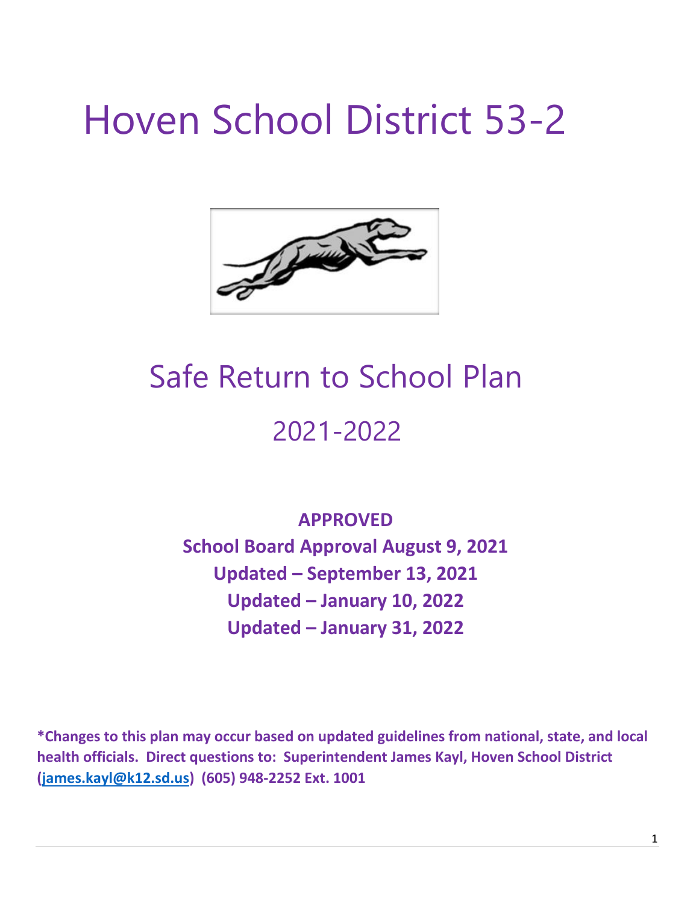# Hoven School District 53-2

## Safe Return to School Plan

## 2021-2022

**APPROVED**

**School Board Approval August 9, 2021**

**Updated – September 13, 2021**

**Updated – January 10, 2022**

**Updated – January 31, 2022**

***Changes to this plan may occur based on updated guidelines from national, state, and local health officials. Direct questions to: Superintendent James Kayl, Hoven School District (james.kayl@k12.sd.us) (605) 948-2252 Ext. 1001**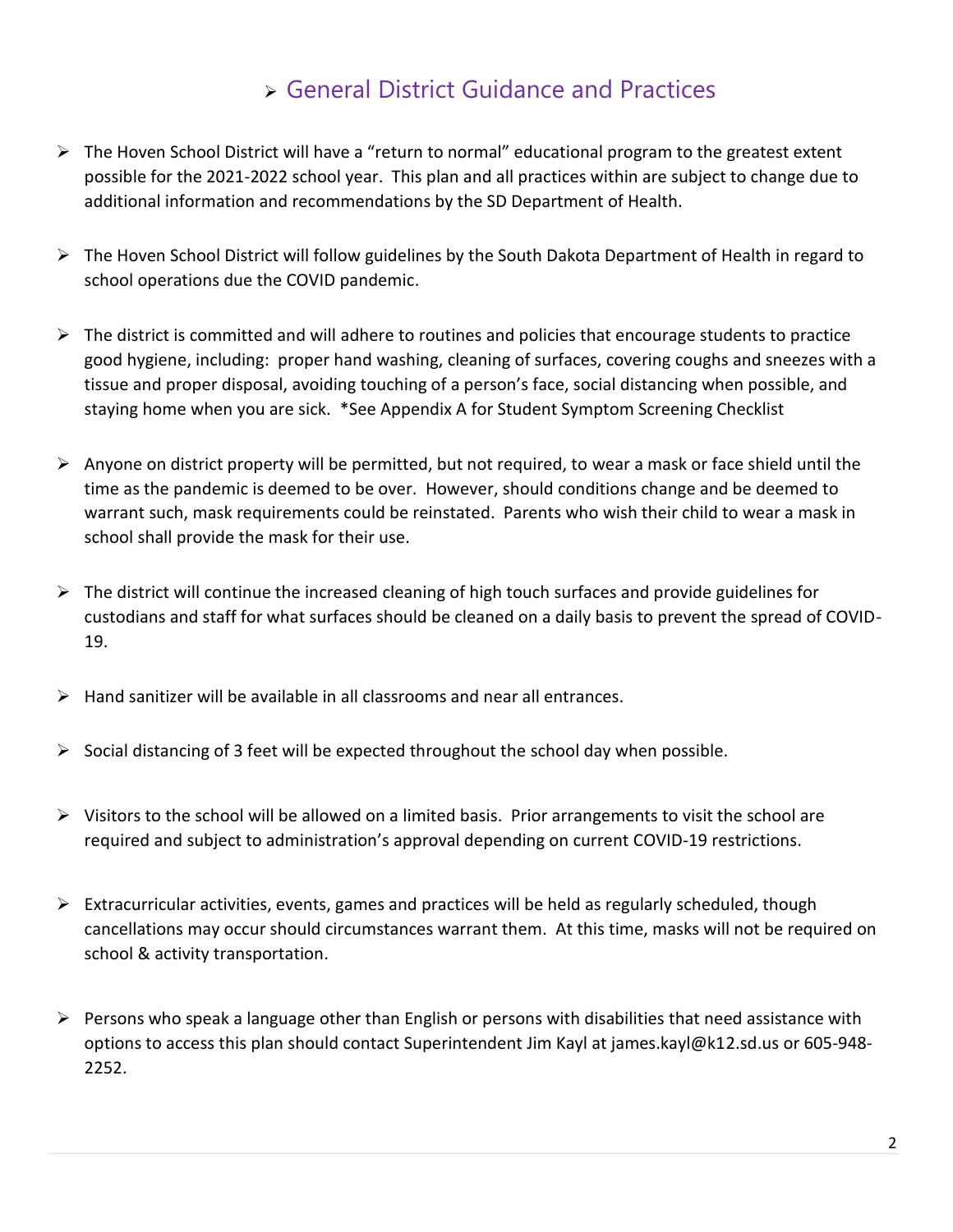## General District Guidance and Practices

- The Hoven School District will have a "return to normal" educational program to the greatest extent possible for the 2021-2022 school year. This plan and all practices within are subject to change due to additional information and recommendations by the SD Department of Health.

- The Hoven School District will follow guidelines by the South Dakota Department of Health in regard to school operations due the COVID pandemic.

- The district is committed and will adhere to routines and policies that encourage students to practice good hygiene, including: proper hand washing, cleaning of surfaces, covering coughs and sneezes with a tissue and proper disposal, avoiding touching of a person's face, social distancing when possible, and staying home when you are sick. *See Appendix A for Student Symptom Screening Checklist

- Anyone on district property will be permitted, but not required, to wear a mask or face shield until the time as the pandemic is deemed to be over. However, should conditions change and be deemed to warrant such, mask requirements could be reinstated. Parents who wish their child to wear a mask in school shall provide the mask for their use.

- The district will continue the increased cleaning of high touch surfaces and provide guidelines for custodians and staff for what surfaces should be cleaned on a daily basis to prevent the spread of COVID-19.

- Hand sanitizer will be available in all classrooms and near all entrances.

- Social distancing of 3 feet will be expected throughout the school day when possible.

- Visitors to the school will be allowed on a limited basis. Prior arrangements to visit the school are required and subject to administration's approval depending on current COVID-19 restrictions.

- Extracurricular activities, events, games and practices will be held as regularly scheduled, though cancellations may occur should circumstances warrant them. At this time, masks will not be required on school & activity transportation.

- Persons who speak a language other than English or persons with disabilities that need assistance with options to access this plan should contact Superintendent Jim Kayl at james.kayl@k12.sd.us or 605-948-2252.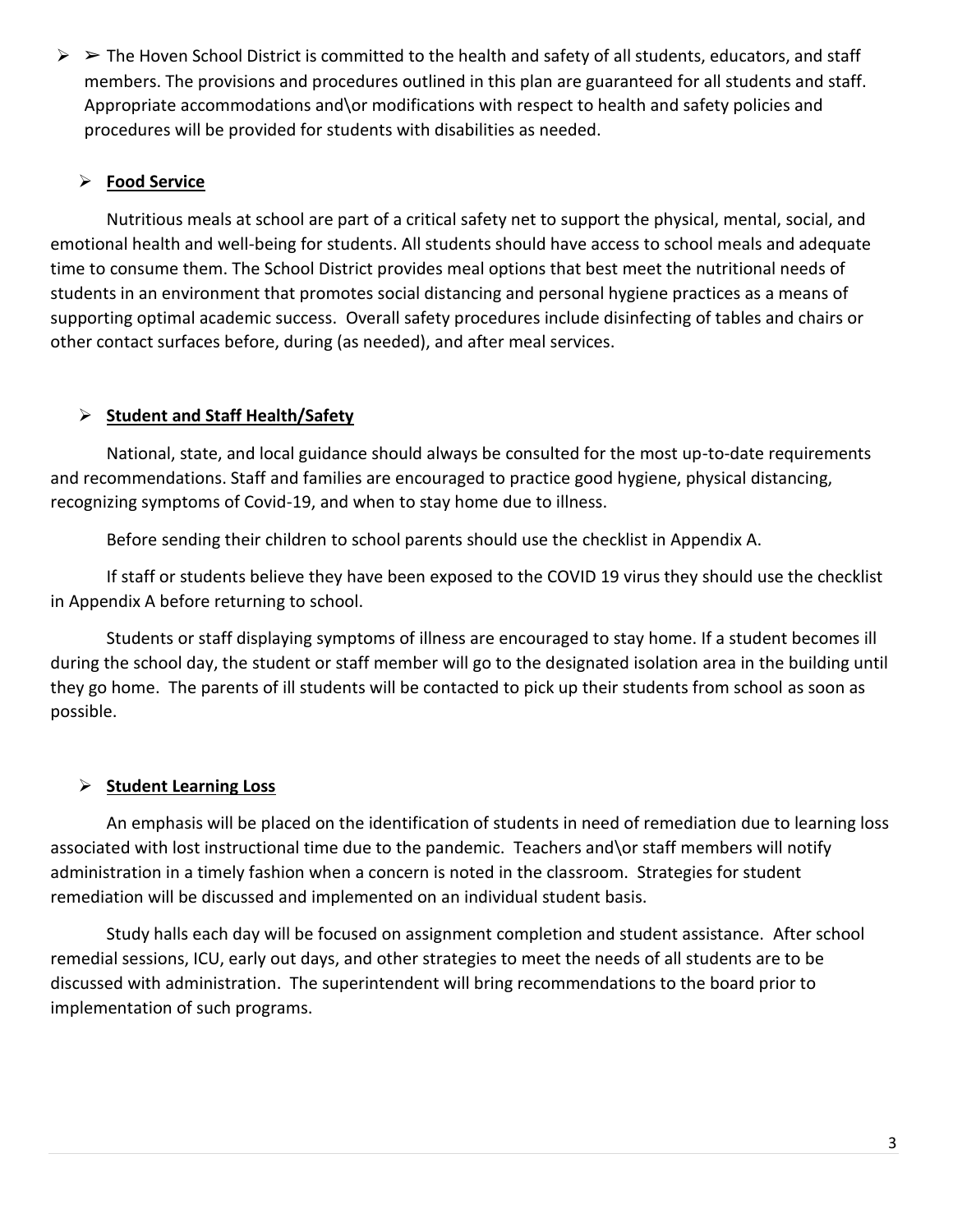- ➢ The Hoven School District is committed to the health and safety of all students, educators, and staff members. The provisions and procedures outlined in this plan are guaranteed for all students and staff. Appropriate accommodations and\or modifications with respect to health and safety policies and procedures will be provided for students with disabilities as needed.

- **Food Service**

Nutritious meals at school are part of a critical safety net to support the physical, mental, social, and emotional health and well-being for students. All students should have access to school meals and adequate time to consume them. The School District provides meal options that best meet the nutritional needs of students in an environment that promotes social distancing and personal hygiene practices as a means of supporting optimal academic success. Overall safety procedures include disinfecting of tables and chairs or other contact surfaces before, during (as needed), and after meal services.

- **Student and Staff Health/Safety**

National, state, and local guidance should always be consulted for the most up-to-date requirements and recommendations. Staff and families are encouraged to practice good hygiene, physical distancing, recognizing symptoms of Covid-19, and when to stay home due to illness.

Before sending their children to school parents should use the checklist in Appendix A.

If staff or students believe they have been exposed to the COVID 19 virus they should use the checklist in Appendix A before returning to school.

Students or staff displaying symptoms of illness are encouraged to stay home. If a student becomes ill during the school day, the student or staff member will go to the designated isolation area in the building until they go home. The parents of ill students will be contacted to pick up their students from school as soon as possible.

- **Student Learning Loss**

An emphasis will be placed on the identification of students in need of remediation due to learning loss associated with lost instructional time due to the pandemic. Teachers and\or staff members will notify administration in a timely fashion when a concern is noted in the classroom. Strategies for student remediation will be discussed and implemented on an individual student basis.

Study halls each day will be focused on assignment completion and student assistance. After school remedial sessions, ICU, early out days, and other strategies to meet the needs of all students are to be discussed with administration. The superintendent will bring recommendations to the board prior to implementation of such programs.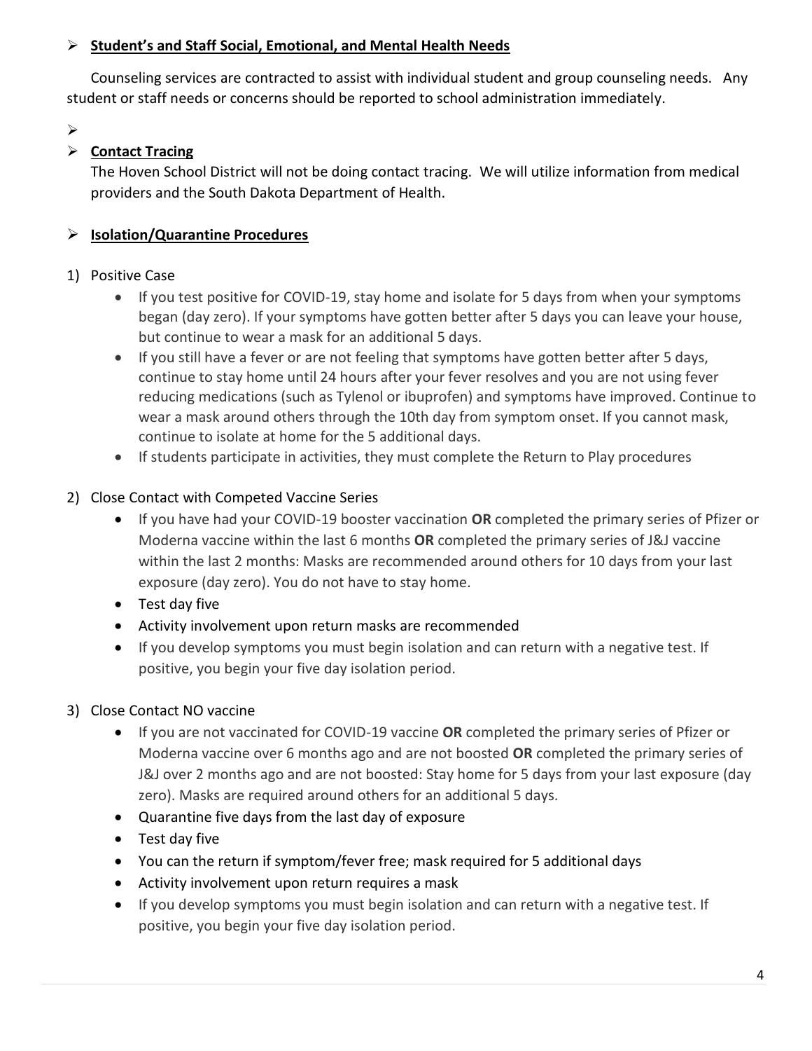- **Student's and Staff Social, Emotional, and Mental Health Needs**

Counseling services are contracted to assist with individual student and group counseling needs. Any student or staff needs or concerns should be reported to school administration immediately.

- **Contact Tracing**

  The Hoven School District will not be doing contact tracing. We will utilize information from medical providers and the South Dakota Department of Health.

- **Isolation/Quarantine Procedures**

1) Positive Case
   - If you test positive for COVID-19, stay home and isolate for 5 days from when your symptoms began (day zero). If your symptoms have gotten better after 5 days you can leave your house, but continue to wear a mask for an additional 5 days.
   - If you still have a fever or are not feeling that symptoms have gotten better after 5 days, continue to stay home until 24 hours after your fever resolves and you are not using fever reducing medications (such as Tylenol or ibuprofen) and symptoms have improved. Continue to wear a mask around others through the 10th day from symptom onset. If you cannot mask, continue to isolate at home for the 5 additional days.
   - If students participate in activities, they must complete the Return to Play procedures

2) Close Contact with Competed Vaccine Series
   - If you have had your COVID-19 booster vaccination **OR** completed the primary series of Pfizer or Moderna vaccine within the last 6 months **OR** completed the primary series of J&J vaccine within the last 2 months: Masks are recommended around others for 10 days from your last exposure (day zero). You do not have to stay home.
   - Test day five
   - Activity involvement upon return masks are recommended
   - If you develop symptoms you must begin isolation and can return with a negative test. If positive, you begin your five day isolation period.

3) Close Contact NO vaccine
   - If you are not vaccinated for COVID-19 vaccine **OR** completed the primary series of Pfizer or Moderna vaccine over 6 months ago and are not boosted **OR** completed the primary series of J&J over 2 months ago and are not boosted: Stay home for 5 days from your last exposure (day zero). Masks are required around others for an additional 5 days.
   - Quarantine five days from the last day of exposure
   - Test day five
   - You can the return if symptom/fever free; mask required for 5 additional days
   - Activity involvement upon return requires a mask
   - If you develop symptoms you must begin isolation and can return with a negative test. If positive, you begin your five day isolation period.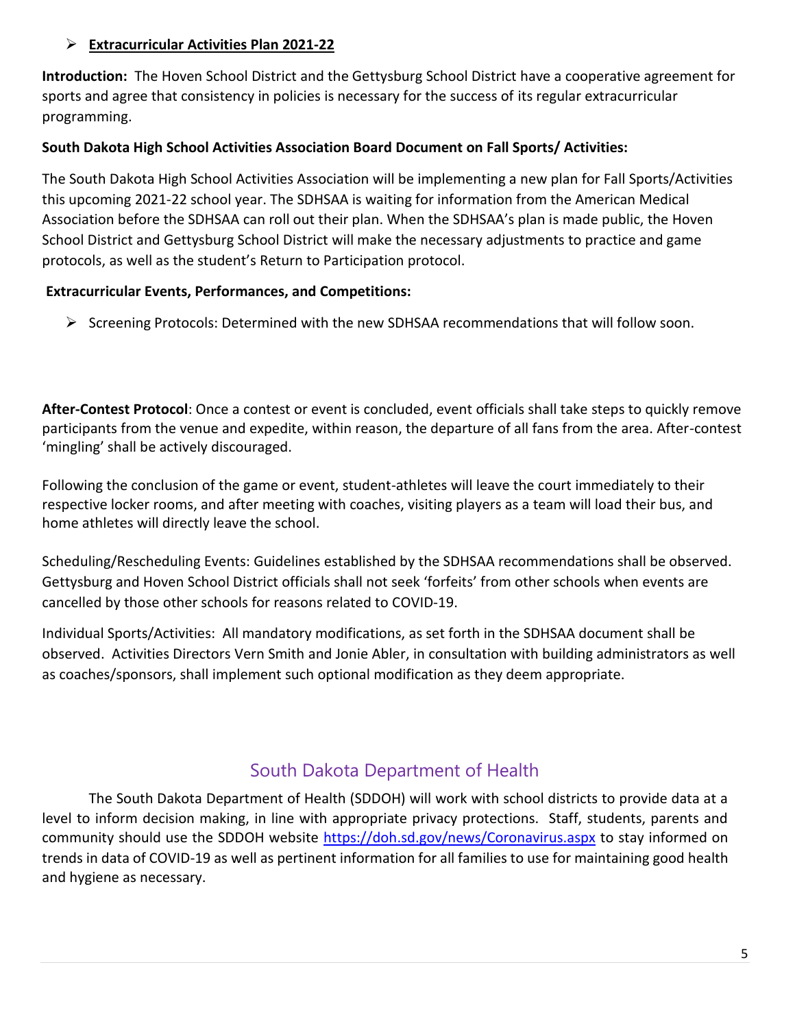- **Extracurricular Activities Plan 2021-22**

**Introduction:** The Hoven School District and the Gettysburg School District have a cooperative agreement for sports and agree that consistency in policies is necessary for the success of its regular extracurricular programming.

**South Dakota High School Activities Association Board Document on Fall Sports/ Activities:**

The South Dakota High School Activities Association will be implementing a new plan for Fall Sports/Activities this upcoming 2021-22 school year. The SDHSAA is waiting for information from the American Medical Association before the SDHSAA can roll out their plan. When the SDHSAA's plan is made public, the Hoven School District and Gettysburg School District will make the necessary adjustments to practice and game protocols, as well as the student's Return to Participation protocol.

**Extracurricular Events, Performances, and Competitions:**

- Screening Protocols: Determined with the new SDHSAA recommendations that will follow soon.

**After-Contest Protocol**: Once a contest or event is concluded, event officials shall take steps to quickly remove participants from the venue and expedite, within reason, the departure of all fans from the area. After-contest 'mingling' shall be actively discouraged.

Following the conclusion of the game or event, student-athletes will leave the court immediately to their respective locker rooms, and after meeting with coaches, visiting players as a team will load their bus, and home athletes will directly leave the school.

Scheduling/Rescheduling Events: Guidelines established by the SDHSAA recommendations shall be observed. Gettysburg and Hoven School District officials shall not seek 'forfeits' from other schools when events are cancelled by those other schools for reasons related to COVID-19.

Individual Sports/Activities: All mandatory modifications, as set forth in the SDHSAA document shall be observed. Activities Directors Vern Smith and Jonie Abler, in consultation with building administrators as well as coaches/sponsors, shall implement such optional modification as they deem appropriate.

## South Dakota Department of Health

The South Dakota Department of Health (SDDOH) will work with school districts to provide data at a level to inform decision making, in line with appropriate privacy protections. Staff, students, parents and community should use the SDDOH website https://doh.sd.gov/news/Coronavirus.aspx to stay informed on trends in data of COVID-19 as well as pertinent information for all families to use for maintaining good health and hygiene as necessary.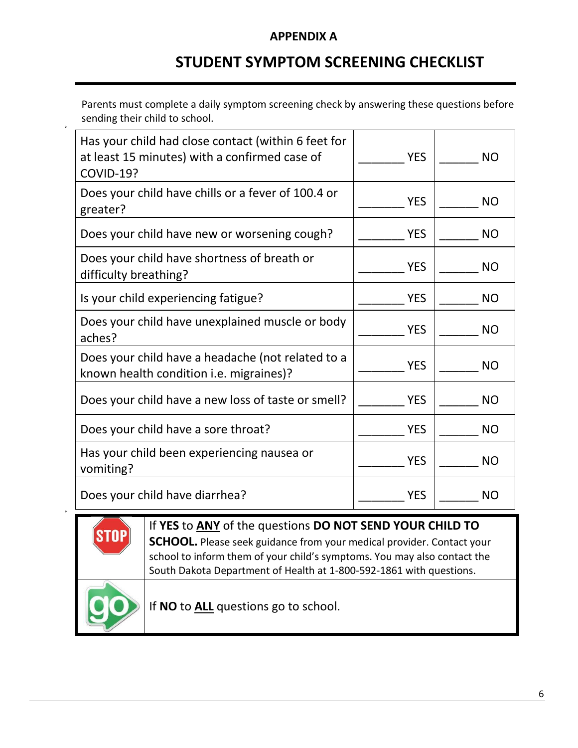**APPENDIX A**

# STUDENT SYMPTOM SCREENING CHECKLIST

Parents must complete a daily symptom screening check by answering these questions before sending their child to school.

| | | |
|---|---|---|
| Has your child had close contact (within 6 feet for at least 15 minutes) with a confirmed case of COVID-19? | _______ YES | ______ NO |
| Does your child have chills or a fever of 100.4 or greater? | _______ YES | ______ NO |
| Does your child have new or worsening cough? | _______ YES | ______ NO |
| Does your child have shortness of breath or difficulty breathing? | _______ YES | ______ NO |
| Is your child experiencing fatigue? | _______ YES | ______ NO |
| Does your child have unexplained muscle or body aches? | _______ YES | ______ NO |
| Does your child have a headache (not related to a known health condition i.e. migraines)? | _______ YES | ______ NO |
| Does your child have a new loss of taste or smell? | _______ YES | ______ NO |
| Does your child have a sore throat? | _______ YES | ______ NO |
| Has your child been experiencing nausea or vomiting? | _______ YES | ______ NO |
| Does your child have diarrhea? | _______ YES | ______ NO |

| | |
|---|---|
| STOP | If **YES** to **ANY** of the questions **DO NOT SEND YOUR CHILD TO SCHOOL.** Please seek guidance from your medical provider. Contact your school to inform them of your child's symptoms. You may also contact the South Dakota Department of Health at 1-800-592-1861 with questions. |
| go | If **NO** to **ALL** questions go to school. |